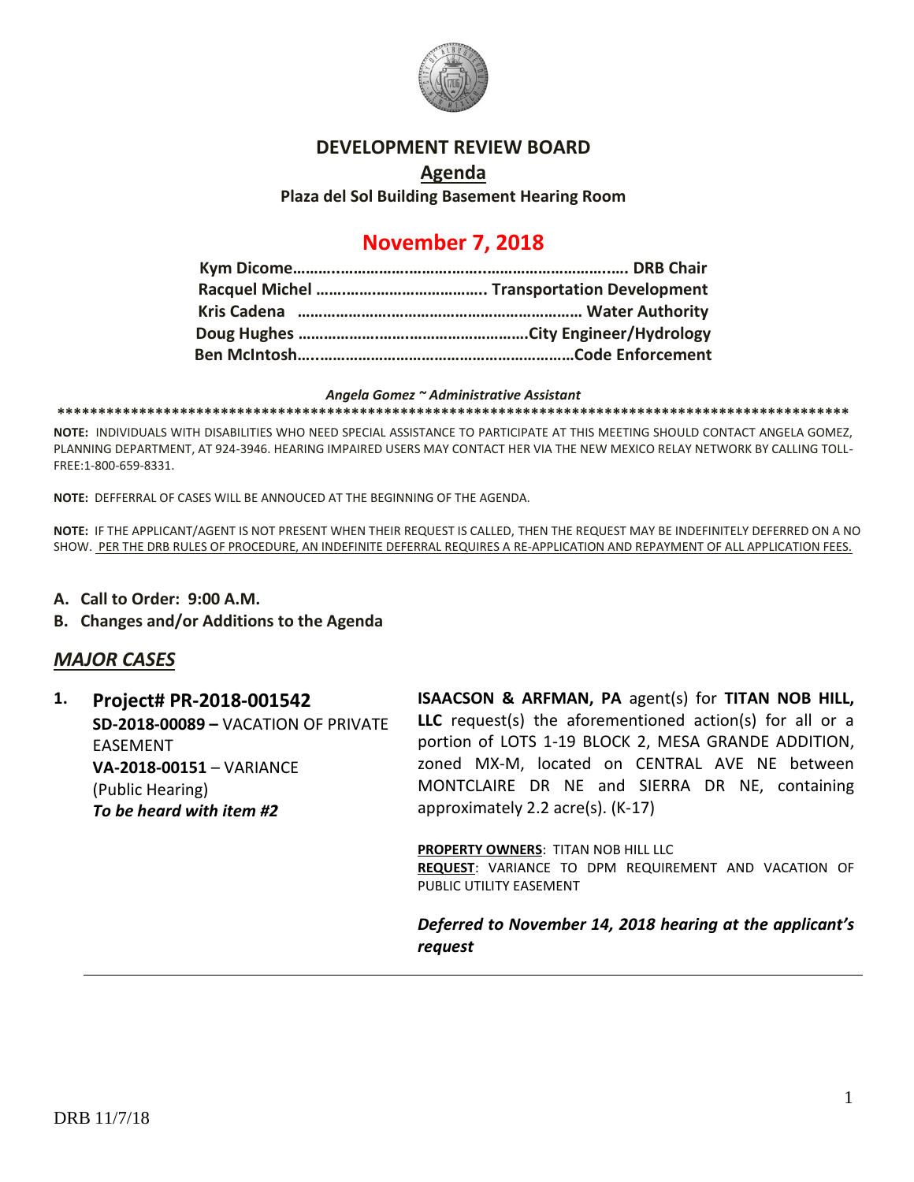# DEVELOPMENT REVIEW BOARD

## Agenda

**Plaza del Sol Building Basement Hearing Room**

# November 7, 2018

**Kym Dicome………..……………………..………………………….. DRB Chair**
**Racquel Michel ………………………………….. Transportation Development**
**Kris Cadena ………………………………………………………… Water Authority**
**Doug Hughes ………………………………………………City Engineer/Hydrology**
**Ben McIntosh…..……………………………………………………Code Enforcement**

***Angela Gomez ~ Administrative Assistant***

**\*\*\*\*\*\*\*\*\*\*\*\*\*\*\*\*\*\*\*\*\*\*\*\*\*\*\*\*\*\*\*\*\*\*\*\*\*\*\*\*\*\*\*\*\*\*\*\*\*\*\*\*\*\*\*\*\*\*\*\*\*\*\*\*\*\*\*\*\*\*\*\*\*\*\*\*\*\*\*\*\*\*\*\*\*\*\*\*\*\*\*\*\*\*\*\*\*\*\*\***

**NOTE:** INDIVIDUALS WITH DISABILITIES WHO NEED SPECIAL ASSISTANCE TO PARTICIPATE AT THIS MEETING SHOULD CONTACT ANGELA GOMEZ, PLANNING DEPARTMENT, AT 924-3946. HEARING IMPAIRED USERS MAY CONTACT HER VIA THE NEW MEXICO RELAY NETWORK BY CALLING TOLL-FREE:1-800-659-8331.

**NOTE:** DEFFERRAL OF CASES WILL BE ANNOUCED AT THE BEGINNING OF THE AGENDA.

**NOTE:** IF THE APPLICANT/AGENT IS NOT PRESENT WHEN THEIR REQUEST IS CALLED, THEN THE REQUEST MAY BE INDEFINITELY DEFERRED ON A NO SHOW. PER THE DRB RULES OF PROCEDURE, AN INDEFINITE DEFERRAL REQUIRES A RE-APPLICATION AND REPAYMENT OF ALL APPLICATION FEES.

**A. Call to Order: 9:00 A.M.**

**B. Changes and/or Additions to the Agenda**

## *MAJOR CASES*

**1. Project# PR-2018-001542**
**SD-2018-00089 –** VACATION OF PRIVATE EASEMENT
**VA-2018-00151** – VARIANCE
(Public Hearing)
***To be heard with item #2***

**ISAACSON & ARFMAN, PA** agent(s) for **TITAN NOB HILL, LLC** request(s) the aforementioned action(s) for all or a portion of LOTS 1-19 BLOCK 2, MESA GRANDE ADDITION, zoned MX-M, located on CENTRAL AVE NE between MONTCLAIRE DR NE and SIERRA DR NE, containing approximately 2.2 acre(s). (K-17)

**PROPERTY OWNERS**: TITAN NOB HILL LLC
**REQUEST**: VARIANCE TO DPM REQUIREMENT AND VACATION OF PUBLIC UTILITY EASEMENT

***Deferred to November 14, 2018 hearing at the applicant's request***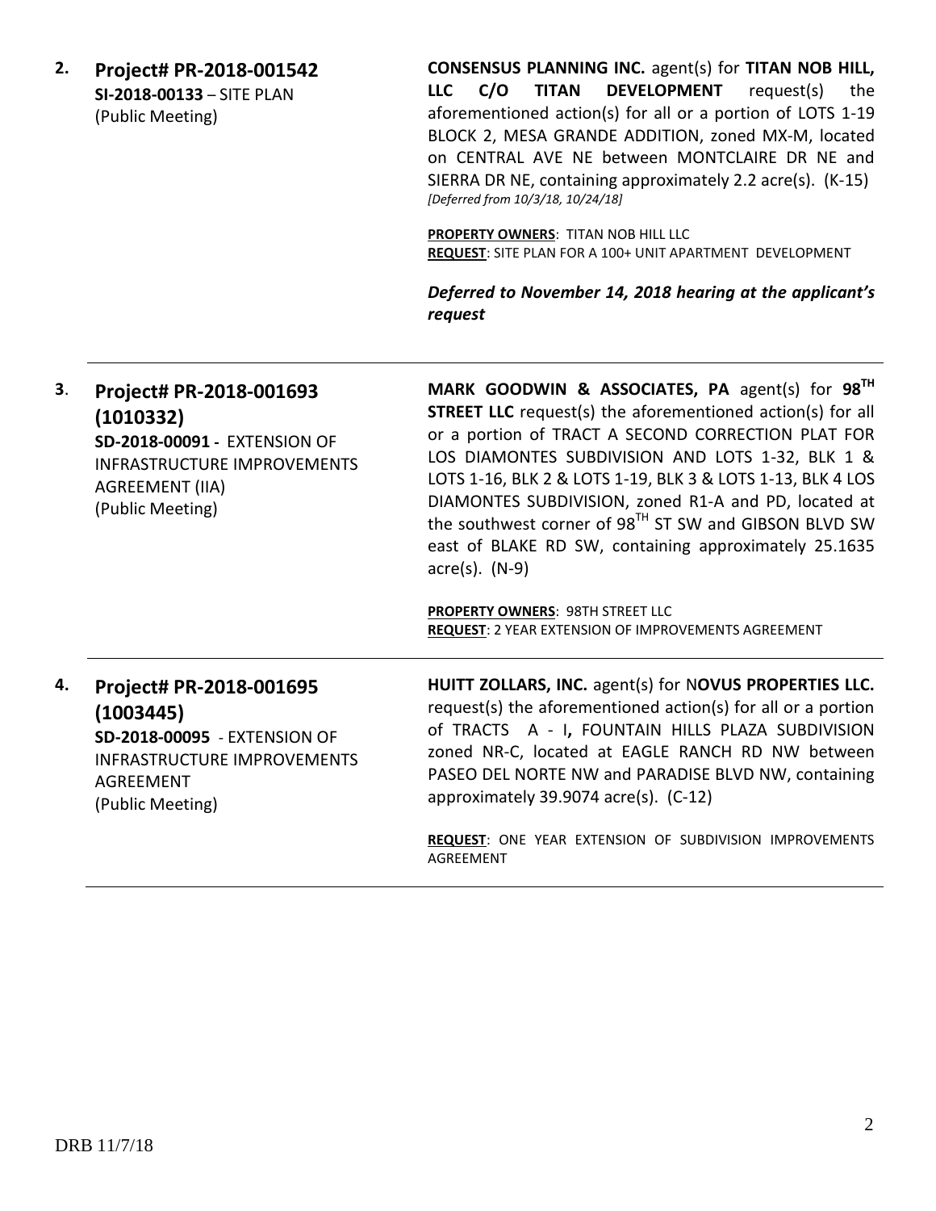**2. Project# PR-2018-001542**
**SI-2018-00133** – SITE PLAN
(Public Meeting)

**CONSENSUS PLANNING INC.** agent(s) for **TITAN NOB HILL, LLC C/O TITAN DEVELOPMENT** request(s) the aforementioned action(s) for all or a portion of LOTS 1-19 BLOCK 2, MESA GRANDE ADDITION, zoned MX-M, located on CENTRAL AVE NE between MONTCLAIRE DR NE and SIERRA DR NE, containing approximately 2.2 acre(s). (K-15) *[Deferred from 10/3/18, 10/24/18]*

**PROPERTY OWNERS**: TITAN NOB HILL LLC
**REQUEST**: SITE PLAN FOR A 100+ UNIT APARTMENT DEVELOPMENT

***Deferred to November 14, 2018 hearing at the applicant's request***

---

**3. Project# PR-2018-001693 (1010332)**
**SD-2018-00091 -** EXTENSION OF INFRASTRUCTURE IMPROVEMENTS AGREEMENT (IIA)
(Public Meeting)

**MARK GOODWIN & ASSOCIATES, PA** agent(s) for **98TH STREET LLC** request(s) the aforementioned action(s) for all or a portion of TRACT A SECOND CORRECTION PLAT FOR LOS DIAMONTES SUBDIVISION AND LOTS 1-32, BLK 1 & LOTS 1-16, BLK 2 & LOTS 1-19, BLK 3 & LOTS 1-13, BLK 4 LOS DIAMONTES SUBDIVISION, zoned R1-A and PD, located at the southwest corner of 98TH ST SW and GIBSON BLVD SW east of BLAKE RD SW, containing approximately 25.1635 acre(s). (N-9)

**PROPERTY OWNERS**: 98TH STREET LLC
**REQUEST**: 2 YEAR EXTENSION OF IMPROVEMENTS AGREEMENT

---

**4. Project# PR-2018-001695 (1003445)**
**SD-2018-00095** - EXTENSION OF INFRASTRUCTURE IMPROVEMENTS AGREEMENT
(Public Meeting)

**HUITT ZOLLARS, INC.** agent(s) for N**OVUS PROPERTIES LLC.** request(s) the aforementioned action(s) for all or a portion of TRACTS A - I**,** FOUNTAIN HILLS PLAZA SUBDIVISION zoned NR-C, located at EAGLE RANCH RD NW between PASEO DEL NORTE NW and PARADISE BLVD NW, containing approximately 39.9074 acre(s). (C-12)

**REQUEST**: ONE YEAR EXTENSION OF SUBDIVISION IMPROVEMENTS AGREEMENT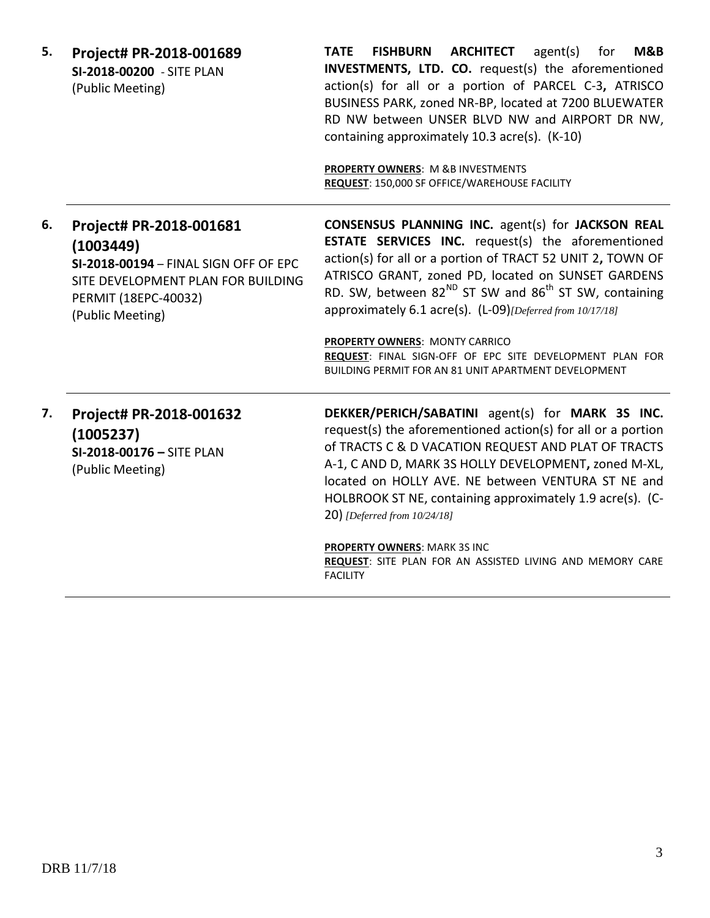**5. Project# PR-2018-001689**
**SI-2018-00200** - SITE PLAN
(Public Meeting)

**TATE FISHBURN ARCHITECT** agent(s) for **M&B INVESTMENTS, LTD. CO.** request(s) the aforementioned action(s) for all or a portion of PARCEL C-3**,** ATRISCO BUSINESS PARK, zoned NR-BP, located at 7200 BLUEWATER RD NW between UNSER BLVD NW and AIRPORT DR NW, containing approximately 10.3 acre(s). (K-10)

**PROPERTY OWNERS**: M &B INVESTMENTS
**REQUEST**: 150,000 SF OFFICE/WAREHOUSE FACILITY

---

**6. Project# PR-2018-001681 (1003449)**
**SI-2018-00194** – FINAL SIGN OFF OF EPC SITE DEVELOPMENT PLAN FOR BUILDING PERMIT (18EPC-40032)
(Public Meeting)

**CONSENSUS PLANNING INC.** agent(s) for **JACKSON REAL ESTATE SERVICES INC.** request(s) the aforementioned action(s) for all or a portion of TRACT 52 UNIT 2**,** TOWN OF ATRISCO GRANT, zoned PD, located on SUNSET GARDENS RD. SW, between 82ND ST SW and 86th ST SW, containing approximately 6.1 acre(s). (L-09)*[Deferred from 10/17/18]*

**PROPERTY OWNERS**: MONTY CARRICO
**REQUEST**: FINAL SIGN-OFF OF EPC SITE DEVELOPMENT PLAN FOR BUILDING PERMIT FOR AN 81 UNIT APARTMENT DEVELOPMENT

---

**7. Project# PR-2018-001632 (1005237)**
**SI-2018-00176 –** SITE PLAN
(Public Meeting)

**DEKKER/PERICH/SABATINI** agent(s) for **MARK 3S INC.** request(s) the aforementioned action(s) for all or a portion of TRACTS C & D VACATION REQUEST AND PLAT OF TRACTS A-1, C AND D, MARK 3S HOLLY DEVELOPMENT**,** zoned M-XL, located on HOLLY AVE. NE between VENTURA ST NE and HOLBROOK ST NE, containing approximately 1.9 acre(s). (C-20) *[Deferred from 10/24/18]*

**PROPERTY OWNERS**: MARK 3S INC
**REQUEST**: SITE PLAN FOR AN ASSISTED LIVING AND MEMORY CARE FACILITY

---

DRB 11/7/18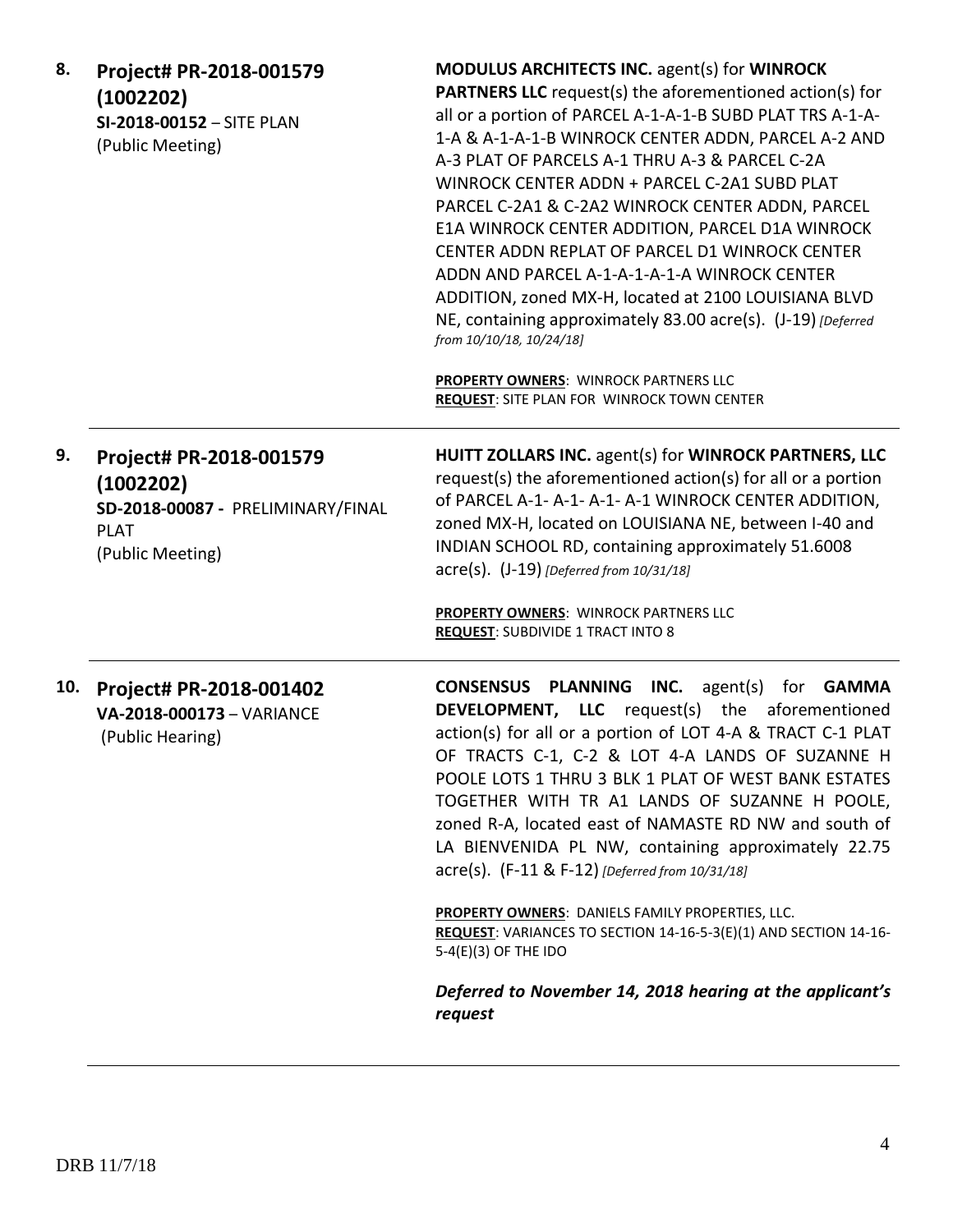**8. Project# PR-2018-001579 (1002202)**
**SI-2018-00152** – SITE PLAN
(Public Meeting)

**MODULUS ARCHITECTS INC.** agent(s) for **WINROCK PARTNERS LLC** request(s) the aforementioned action(s) for all or a portion of PARCEL A-1-A-1-B SUBD PLAT TRS A-1-A-1-A & A-1-A-1-B WINROCK CENTER ADDN, PARCEL A-2 AND A-3 PLAT OF PARCELS A-1 THRU A-3 & PARCEL C-2A WINROCK CENTER ADDN + PARCEL C-2A1 SUBD PLAT PARCEL C-2A1 & C-2A2 WINROCK CENTER ADDN, PARCEL E1A WINROCK CENTER ADDITION, PARCEL D1A WINROCK CENTER ADDN REPLAT OF PARCEL D1 WINROCK CENTER ADDN AND PARCEL A-1-A-1-A-1-A WINROCK CENTER ADDITION, zoned MX-H, located at 2100 LOUISIANA BLVD NE, containing approximately 83.00 acre(s). (J-19) *[Deferred from 10/10/18, 10/24/18]*

**PROPERTY OWNERS**: WINROCK PARTNERS LLC
**REQUEST**: SITE PLAN FOR WINROCK TOWN CENTER

---

**9. Project# PR-2018-001579 (1002202)**
**SD-2018-00087 -** PRELIMINARY/FINAL PLAT
(Public Meeting)

**HUITT ZOLLARS INC.** agent(s) for **WINROCK PARTNERS, LLC** request(s) the aforementioned action(s) for all or a portion of PARCEL A-1- A-1- A-1- A-1 WINROCK CENTER ADDITION, zoned MX-H, located on LOUISIANA NE, between I-40 and INDIAN SCHOOL RD, containing approximately 51.6008 acre(s). (J-19) *[Deferred from 10/31/18]*

**PROPERTY OWNERS**: WINROCK PARTNERS LLC
**REQUEST**: SUBDIVIDE 1 TRACT INTO 8

---

**10. Project# PR-2018-001402**
**VA-2018-000173** – VARIANCE
(Public Hearing)

**CONSENSUS PLANNING INC.** agent(s) for **GAMMA DEVELOPMENT, LLC** request(s) the aforementioned action(s) for all or a portion of LOT 4-A & TRACT C-1 PLAT OF TRACTS C-1, C-2 & LOT 4-A LANDS OF SUZANNE H POOLE LOTS 1 THRU 3 BLK 1 PLAT OF WEST BANK ESTATES TOGETHER WITH TR A1 LANDS OF SUZANNE H POOLE, zoned R-A, located east of NAMASTE RD NW and south of LA BIENVENIDA PL NW, containing approximately 22.75 acre(s). (F-11 & F-12) *[Deferred from 10/31/18]*

**PROPERTY OWNERS**: DANIELS FAMILY PROPERTIES, LLC.
**REQUEST**: VARIANCES TO SECTION 14-16-5-3(E)(1) AND SECTION 14-16-5-4(E)(3) OF THE IDO

***Deferred to November 14, 2018 hearing at the applicant's request***

---

DRB 11/7/18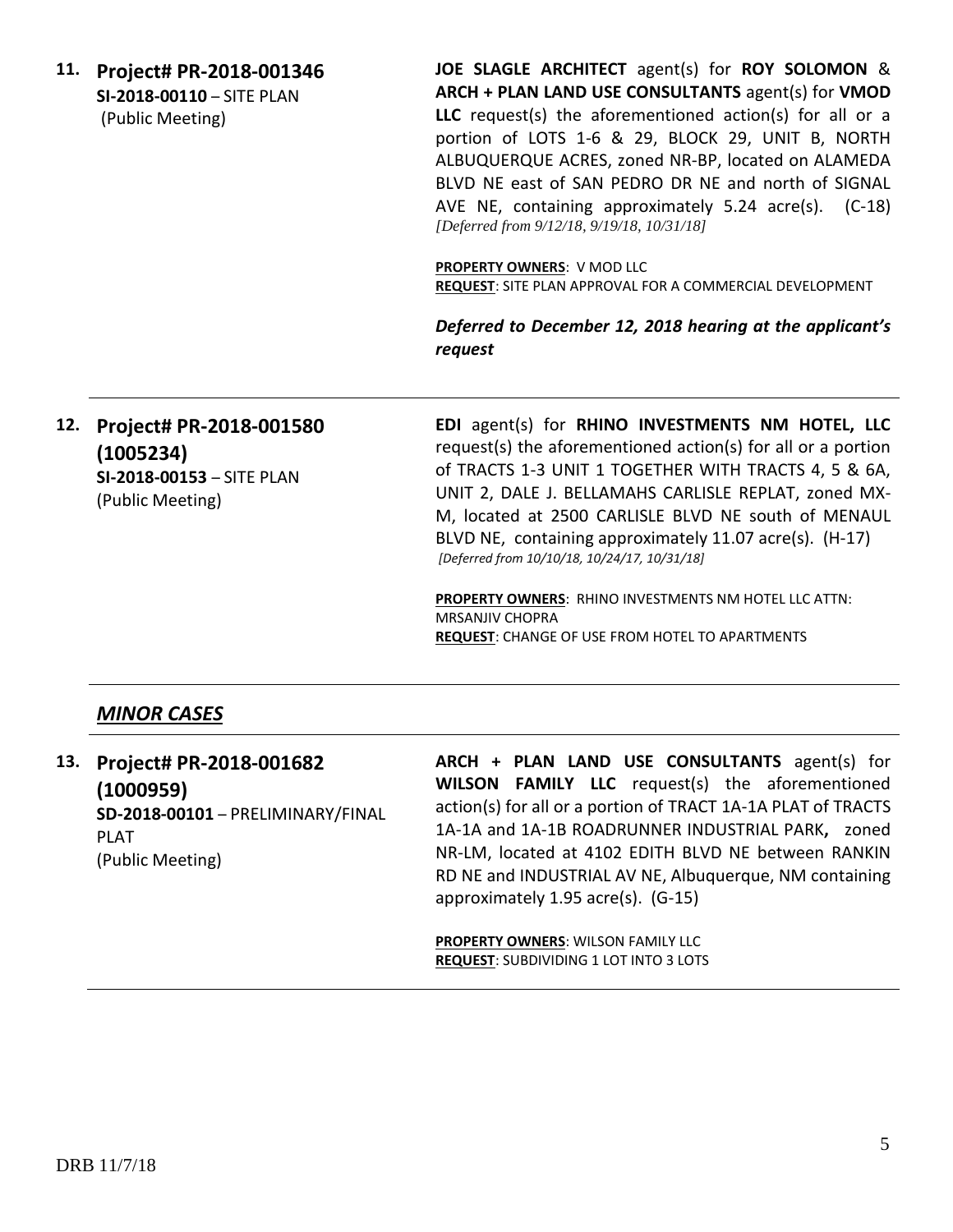**11. Project# PR-2018-001346**
**SI-2018-00110** – SITE PLAN
(Public Meeting)

**JOE SLAGLE ARCHITECT** agent(s) for **ROY SOLOMON** & **ARCH + PLAN LAND USE CONSULTANTS** agent(s) for **VMOD LLC** request(s) the aforementioned action(s) for all or a portion of LOTS 1-6 & 29, BLOCK 29, UNIT B, NORTH ALBUQUERQUE ACRES, zoned NR-BP, located on ALAMEDA BLVD NE east of SAN PEDRO DR NE and north of SIGNAL AVE NE, containing approximately 5.24 acre(s). (C-18) *[Deferred from 9/12/18, 9/19/18, 10/31/18]*

**PROPERTY OWNERS**: V MOD LLC
**REQUEST**: SITE PLAN APPROVAL FOR A COMMERCIAL DEVELOPMENT

***Deferred to December 12, 2018 hearing at the applicant's request***

---

**12. Project# PR-2018-001580 (1005234)**
**SI-2018-00153** – SITE PLAN
(Public Meeting)

**EDI** agent(s) for **RHINO INVESTMENTS NM HOTEL, LLC** request(s) the aforementioned action(s) for all or a portion of TRACTS 1-3 UNIT 1 TOGETHER WITH TRACTS 4, 5 & 6A, UNIT 2, DALE J. BELLAMAHS CARLISLE REPLAT, zoned MX-M, located at 2500 CARLISLE BLVD NE south of MENAUL BLVD NE, containing approximately 11.07 acre(s). (H-17) *[Deferred from 10/10/18, 10/24/17, 10/31/18]*

**PROPERTY OWNERS**: RHINO INVESTMENTS NM HOTEL LLC ATTN: MRSANJIV CHOPRA
**REQUEST**: CHANGE OF USE FROM HOTEL TO APARTMENTS

---

## ***MINOR CASES***

---

**13. Project# PR-2018-001682 (1000959)**
**SD-2018-00101** – PRELIMINARY/FINAL PLAT
(Public Meeting)

**ARCH + PLAN LAND USE CONSULTANTS** agent(s) for **WILSON FAMILY LLC** request(s) the aforementioned action(s) for all or a portion of TRACT 1A-1A PLAT of TRACTS 1A-1A and 1A-1B ROADRUNNER INDUSTRIAL PARK**,** zoned NR-LM, located at 4102 EDITH BLVD NE between RANKIN RD NE and INDUSTRIAL AV NE, Albuquerque, NM containing approximately 1.95 acre(s). (G-15)

**PROPERTY OWNERS**: WILSON FAMILY LLC
**REQUEST**: SUBDIVIDING 1 LOT INTO 3 LOTS

---

DRB 11/7/18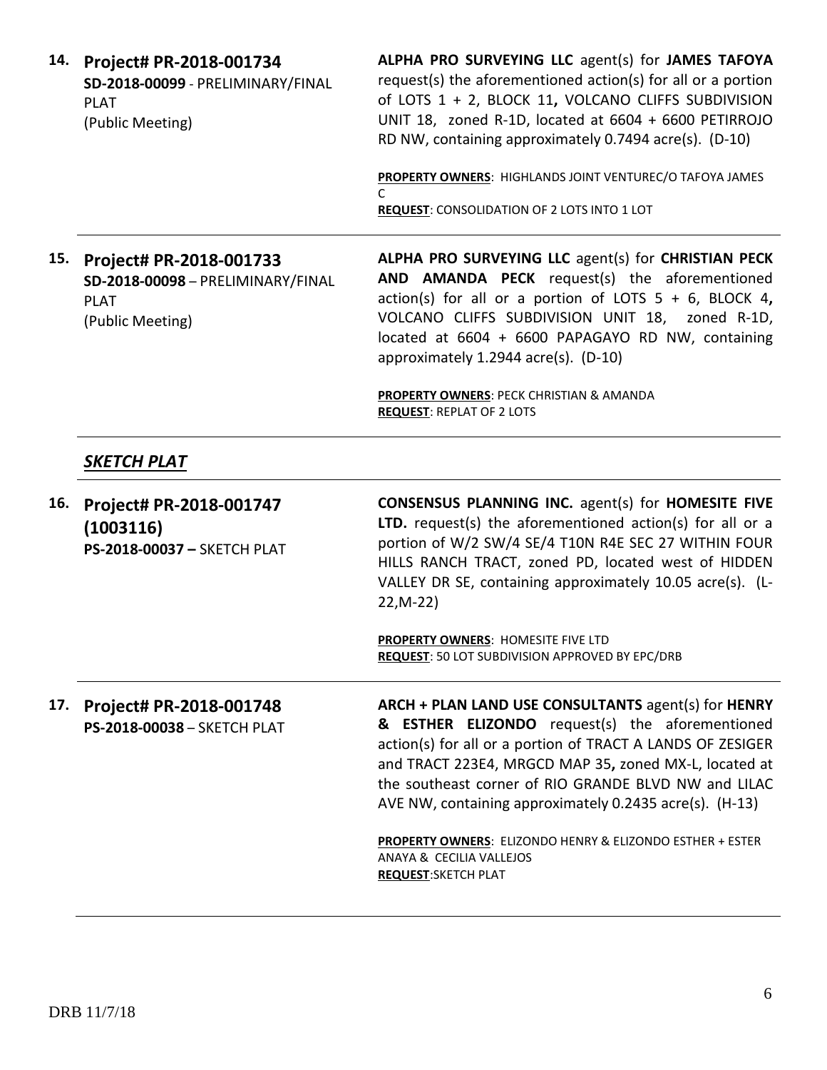**14. Project# PR-2018-001734**
**SD-2018-00099** - PRELIMINARY/FINAL PLAT
(Public Meeting)

**ALPHA PRO SURVEYING LLC** agent(s) for **JAMES TAFOYA** request(s) the aforementioned action(s) for all or a portion of LOTS 1 + 2, BLOCK 11**,** VOLCANO CLIFFS SUBDIVISION UNIT 18, zoned R-1D, located at 6604 + 6600 PETIRROJO RD NW, containing approximately 0.7494 acre(s). (D-10)

**PROPERTY OWNERS**: HIGHLANDS JOINT VENTUREC/O TAFOYA JAMES C
**REQUEST**: CONSOLIDATION OF 2 LOTS INTO 1 LOT

---

**15. Project# PR-2018-001733**
**SD-2018-00098** – PRELIMINARY/FINAL PLAT
(Public Meeting)

**ALPHA PRO SURVEYING LLC** agent(s) for **CHRISTIAN PECK AND AMANDA PECK** request(s) the aforementioned action(s) for all or a portion of LOTS 5 + 6, BLOCK 4**,** VOLCANO CLIFFS SUBDIVISION UNIT 18, zoned R-1D, located at 6604 + 6600 PAPAGAYO RD NW, containing approximately 1.2944 acre(s). (D-10)

**PROPERTY OWNERS**: PECK CHRISTIAN & AMANDA
**REQUEST**: REPLAT OF 2 LOTS

---

## ***SKETCH PLAT***

---

**16. Project# PR-2018-001747 (1003116)**
**PS-2018-00037 –** SKETCH PLAT

**CONSENSUS PLANNING INC.** agent(s) for **HOMESITE FIVE LTD.** request(s) the aforementioned action(s) for all or a portion of W/2 SW/4 SE/4 T10N R4E SEC 27 WITHIN FOUR HILLS RANCH TRACT, zoned PD, located west of HIDDEN VALLEY DR SE, containing approximately 10.05 acre(s). (L-22,M-22)

**PROPERTY OWNERS**: HOMESITE FIVE LTD
**REQUEST**: 50 LOT SUBDIVISION APPROVED BY EPC/DRB

---

**17. Project# PR-2018-001748**
**PS-2018-00038** – SKETCH PLAT

**ARCH + PLAN LAND USE CONSULTANTS** agent(s) for **HENRY & ESTHER ELIZONDO** request(s) the aforementioned action(s) for all or a portion of TRACT A LANDS OF ZESIGER and TRACT 223E4, MRGCD MAP 35**,** zoned MX-L, located at the southeast corner of RIO GRANDE BLVD NW and LILAC AVE NW, containing approximately 0.2435 acre(s). (H-13)

**PROPERTY OWNERS**: ELIZONDO HENRY & ELIZONDO ESTHER + ESTER ANAYA & CECILIA VALLEJOS
**REQUEST**:SKETCH PLAT

---

DRB 11/7/18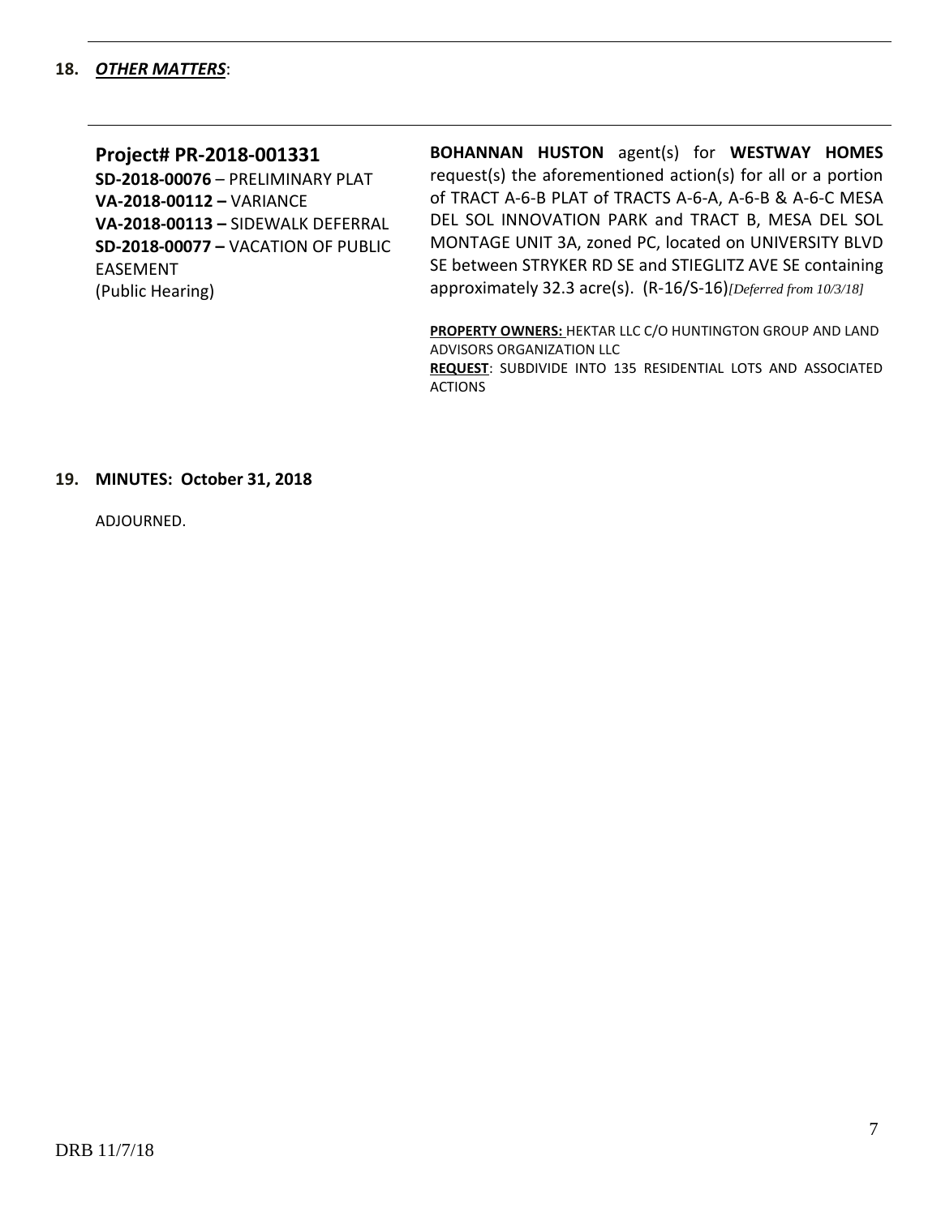**18.** ***OTHER MATTERS***:

**Project# PR-2018-001331**
**SD-2018-00076** – PRELIMINARY PLAT
**VA-2018-00112 –** VARIANCE
**VA-2018-00113 –** SIDEWALK DEFERRAL
**SD-2018-00077 –** VACATION OF PUBLIC EASEMENT
(Public Hearing)

**BOHANNAN HUSTON** agent(s) for **WESTWAY HOMES** request(s) the aforementioned action(s) for all or a portion of TRACT A-6-B PLAT of TRACTS A-6-A, A-6-B & A-6-C MESA DEL SOL INNOVATION PARK and TRACT B, MESA DEL SOL MONTAGE UNIT 3A, zoned PC, located on UNIVERSITY BLVD SE between STRYKER RD SE and STIEGLITZ AVE SE containing approximately 32.3 acre(s). (R-16/S-16)*[Deferred from 10/3/18]*

**PROPERTY OWNERS:** HEKTAR LLC C/O HUNTINGTON GROUP AND LAND ADVISORS ORGANIZATION LLC
**REQUEST**: SUBDIVIDE INTO 135 RESIDENTIAL LOTS AND ASSOCIATED ACTIONS

**19. MINUTES: October 31, 2018**

ADJOURNED.